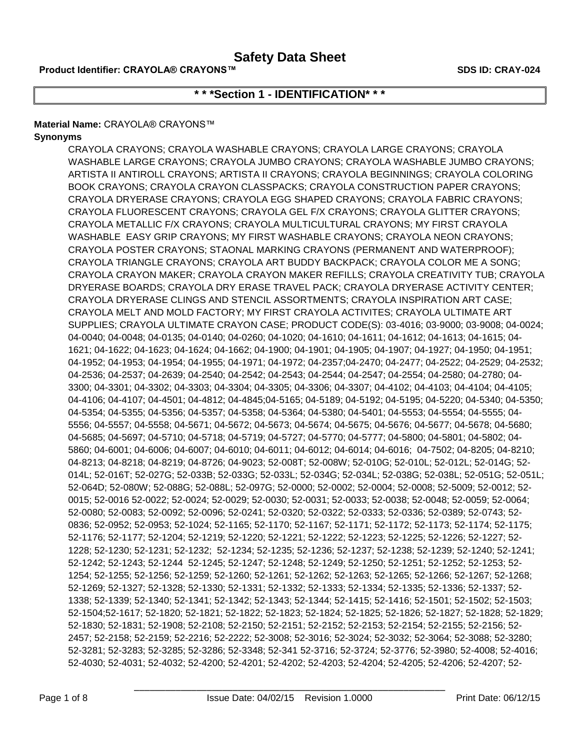# Safety Data Sheet

**Product Identifier: CRAYOLA® CRAYONS™** **SDS ID: CRAY-024**

## * * *Section 1 - IDENTIFICATION* * *

**Material Name:** CRAYOLA® CRAYONS™

**Synonyms**

CRAYOLA CRAYONS; CRAYOLA WASHABLE CRAYONS; CRAYOLA LARGE CRAYONS; CRAYOLA WASHABLE LARGE CRAYONS; CRAYOLA JUMBO CRAYONS; CRAYOLA WASHABLE JUMBO CRAYONS; ARTISTA II ANTIROLL CRAYONS; ARTISTA II CRAYONS; CRAYOLA BEGINNINGS; CRAYOLA COLORING BOOK CRAYONS; CRAYOLA CRAYON CLASSPACKS; CRAYOLA CONSTRUCTION PAPER CRAYONS; CRAYOLA DRYERASE CRAYONS; CRAYOLA EGG SHAPED CRAYONS; CRAYOLA FABRIC CRAYONS; CRAYOLA FLUORESCENT CRAYONS; CRAYOLA GEL F/X CRAYONS; CRAYOLA GLITTER CRAYONS; CRAYOLA METALLIC F/X CRAYONS; CRAYOLA MULTICULTURAL CRAYONS; MY FIRST CRAYOLA WASHABLE EASY GRIP CRAYONS; MY FIRST WASHABLE CRAYONS; CRAYOLA NEON CRAYONS; CRAYOLA POSTER CRAYONS; STAONAL MARKING CRAYONS (PERMANENT AND WATERPROOF); CRAYOLA TRIANGLE CRAYONS; CRAYOLA ART BUDDY BACKPACK; CRAYOLA COLOR ME A SONG; CRAYOLA CRAYON MAKER; CRAYOLA CRAYON MAKER REFILLS; CRAYOLA CREATIVITY TUB; CRAYOLA DRYERASE BOARDS; CRAYOLA DRY ERASE TRAVEL PACK; CRAYOLA DRYERASE ACTIVITY CENTER; CRAYOLA DRYERASE CLINGS AND STENCIL ASSORTMENTS; CRAYOLA INSPIRATION ART CASE; CRAYOLA MELT AND MOLD FACTORY; MY FIRST CRAYOLA ACTIVITES; CRAYOLA ULTIMATE ART SUPPLIES; CRAYOLA ULTIMATE CRAYON CASE; PRODUCT CODE(S): 03-4016; 03-9000; 03-9008; 04-0024; 04-0040; 04-0048; 04-0135; 04-0140; 04-0260; 04-1020; 04-1610; 04-1611; 04-1612; 04-1613; 04-1615; 04-1621; 04-1622; 04-1623; 04-1624; 04-1662; 04-1900; 04-1901; 04-1905; 04-1907; 04-1927; 04-1950; 04-1951; 04-1952; 04-1953; 04-1954; 04-1955; 04-1971; 04-1972; 04-2357;04-2470; 04-2477; 04-2522; 04-2529; 04-2532; 04-2536; 04-2537; 04-2639; 04-2540; 04-2542; 04-2543; 04-2544; 04-2547; 04-2554; 04-2580; 04-2780; 04-3300; 04-3301; 04-3302; 04-3303; 04-3304; 04-3305; 04-3306; 04-3307; 04-4102; 04-4103; 04-4104; 04-4105; 04-4106; 04-4107; 04-4501; 04-4812; 04-4845;04-5165; 04-5189; 04-5192; 04-5195; 04-5220; 04-5340; 04-5350; 04-5354; 04-5355; 04-5356; 04-5357; 04-5358; 04-5364; 04-5380; 04-5401; 04-5553; 04-5554; 04-5555; 04-5556; 04-5557; 04-5558; 04-5671; 04-5672; 04-5673; 04-5674; 04-5675; 04-5676; 04-5677; 04-5678; 04-5680; 04-5685; 04-5697; 04-5710; 04-5718; 04-5719; 04-5727; 04-5770; 04-5777; 04-5800; 04-5801; 04-5802; 04-5860; 04-6001; 04-6006; 04-6007; 04-6010; 04-6011; 04-6012; 04-6014; 04-6016; 04-7502; 04-8205; 04-8210; 04-8213; 04-8218; 04-8219; 04-8726; 04-9023; 52-008T; 52-008W; 52-010G; 52-010L; 52-012L; 52-014G; 52-014L; 52-016T; 52-027G; 52-033B; 52-033G; 52-033L; 52-034G; 52-034L; 52-038G; 52-038L; 52-051G; 52-051L; 52-064D; 52-080W; 52-088G; 52-088L; 52-097G; 52-0000; 52-0002; 52-0004; 52-0008; 52-5009; 52-0012; 52-0015; 52-0016 52-0022; 52-0024; 52-0029; 52-0030; 52-0031; 52-0033; 52-0038; 52-0048; 52-0059; 52-0064; 52-0080; 52-0083; 52-0092; 52-0096; 52-0241; 52-0320; 52-0322; 52-0333; 52-0336; 52-0389; 52-0743; 52-0836; 52-0952; 52-0953; 52-1024; 52-1165; 52-1170; 52-1167; 52-1171; 52-1172; 52-1173; 52-1174; 52-1175; 52-1176; 52-1177; 52-1204; 52-1219; 52-1220; 52-1221; 52-1222; 52-1223; 52-1225; 52-1226; 52-1227; 52-1228; 52-1230; 52-1231; 52-1232; 52-1234; 52-1235; 52-1236; 52-1237; 52-1238; 52-1239; 52-1240; 52-1241; 52-1242; 52-1243; 52-1244 52-1245; 52-1247; 52-1248; 52-1249; 52-1250; 52-1251; 52-1252; 52-1253; 52-1254; 52-1255; 52-1256; 52-1259; 52-1260; 52-1261; 52-1262; 52-1263; 52-1265; 52-1266; 52-1267; 52-1268; 52-1269; 52-1327; 52-1328; 52-1330; 52-1331; 52-1332; 52-1333; 52-1334; 52-1335; 52-1336; 52-1337; 52-1338; 52-1339; 52-1340; 52-1341; 52-1342; 52-1343; 52-1344; 52-1415; 52-1416; 52-1501; 52-1502; 52-1503; 52-1504;52-1617; 52-1820; 52-1821; 52-1822; 52-1823; 52-1824; 52-1825; 52-1826; 52-1827; 52-1828; 52-1829; 52-1830; 52-1831; 52-1908; 52-2108; 52-2150; 52-2151; 52-2152; 52-2153; 52-2154; 52-2155; 52-2156; 52-2457; 52-2158; 52-2159; 52-2216; 52-2222; 52-3008; 52-3016; 52-3024; 52-3032; 52-3064; 52-3088; 52-3280; 52-3281; 52-3283; 52-3285; 52-3286; 52-3348; 52-341 52-3716; 52-3724; 52-3776; 52-3980; 52-4008; 52-4016; 52-4030; 52-4031; 52-4032; 52-4200; 52-4201; 52-4202; 52-4203; 52-4204; 52-4205; 52-4206; 52-4207; 52-

Issue Date: 04/02/15 Revision 1.0000 Print Date: 06/12/15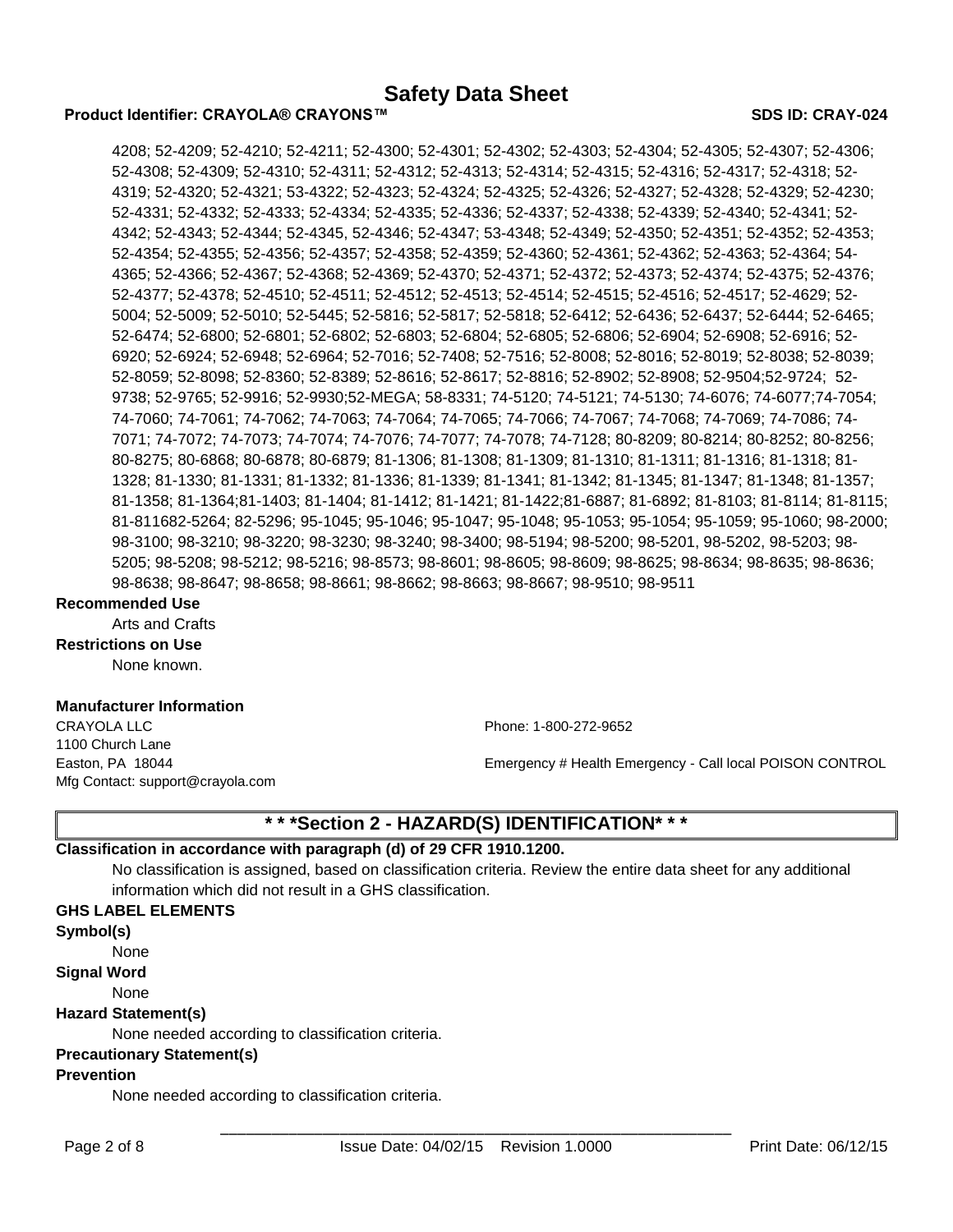4208; 52-4209; 52-4210; 52-4211; 52-4300; 52-4301; 52-4302; 52-4303; 52-4304; 52-4305; 52-4307; 52-4306; 52-4308; 52-4309; 52-4310; 52-4311; 52-4312; 52-4313; 52-4314; 52-4315; 52-4316; 52-4317; 52-4318; 52-4319; 52-4320; 52-4321; 53-4322; 52-4323; 52-4324; 52-4325; 52-4326; 52-4327; 52-4328; 52-4329; 52-4230; 52-4331; 52-4332; 52-4333; 52-4334; 52-4335; 52-4336; 52-4337; 52-4338; 52-4339; 52-4340; 52-4341; 52-4342; 52-4343; 52-4344; 52-4345, 52-4346; 52-4347; 53-4348; 52-4349; 52-4350; 52-4351; 52-4352; 52-4353; 52-4354; 52-4355; 52-4356; 52-4357; 52-4358; 52-4359; 52-4360; 52-4361; 52-4362; 52-4363; 52-4364; 54-4365; 52-4366; 52-4367; 52-4368; 52-4369; 52-4370; 52-4371; 52-4372; 52-4373; 52-4374; 52-4375; 52-4376; 52-4377; 52-4378; 52-4510; 52-4511; 52-4512; 52-4513; 52-4514; 52-4515; 52-4516; 52-4517; 52-4629; 52-5004; 52-5009; 52-5010; 52-5445; 52-5816; 52-5817; 52-5818; 52-6412; 52-6436; 52-6437; 52-6444; 52-6465; 52-6474; 52-6800; 52-6801; 52-6802; 52-6803; 52-6804; 52-6805; 52-6806; 52-6904; 52-6908; 52-6916; 52-6920; 52-6924; 52-6948; 52-6964; 52-7016; 52-7408; 52-7516; 52-8008; 52-8016; 52-8019; 52-8038; 52-8039; 52-8059; 52-8098; 52-8360; 52-8389; 52-8616; 52-8617; 52-8816; 52-8902; 52-8908; 52-9504;52-9724; 52-9738; 52-9765; 52-9916; 52-9930;52-MEGA; 58-8331; 74-5120; 74-5121; 74-5130; 74-6076; 74-6077;74-7054; 74-7060; 74-7061; 74-7062; 74-7063; 74-7064; 74-7065; 74-7066; 74-7067; 74-7068; 74-7069; 74-7086; 74-7071; 74-7072; 74-7073; 74-7074; 74-7076; 74-7077; 74-7078; 74-7128; 80-8209; 80-8214; 80-8252; 80-8256; 80-8275; 80-6868; 80-6878; 80-6879; 81-1306; 81-1308; 81-1309; 81-1310; 81-1311; 81-1316; 81-1318; 81-1328; 81-1330; 81-1331; 81-1332; 81-1336; 81-1339; 81-1341; 81-1342; 81-1345; 81-1347; 81-1348; 81-1357; 81-1358; 81-1364;81-1403; 81-1404; 81-1412; 81-1421; 81-1422;81-6887; 81-6892; 81-8103; 81-8114; 81-8115; 81-811682-5264; 82-5296; 95-1045; 95-1046; 95-1047; 95-1048; 95-1053; 95-1054; 95-1059; 95-1060; 98-2000; 98-3100; 98-3210; 98-3220; 98-3230; 98-3240; 98-3400; 98-5194; 98-5200; 98-5201, 98-5202, 98-5203; 98-5205; 98-5208; 98-5212; 98-5216; 98-8573; 98-8601; 98-8605; 98-8609; 98-8625; 98-8634; 98-8635; 98-8636; 98-8638; 98-8647; 98-8658; 98-8661; 98-8662; 98-8663; 98-8667; 98-9510; 98-9511

**Recommended Use**

Arts and Crafts

**Restrictions on Use**

None known.

**Manufacturer Information**

CRAYOLA LLC
1100 Church Lane
Easton, PA 18044
Mfg Contact: support@crayola.com

Phone: 1-800-272-9652

Emergency # Health Emergency - Call local POISON CONTROL

## * * *Section 2 - HAZARD(S) IDENTIFICATION* * *

**Classification in accordance with paragraph (d) of 29 CFR 1910.1200.**

No classification is assigned, based on classification criteria. Review the entire data sheet for any additional information which did not result in a GHS classification.

**GHS LABEL ELEMENTS**

**Symbol(s)**

None

**Signal Word**

None

**Hazard Statement(s)**

None needed according to classification criteria.

**Precautionary Statement(s)**

**Prevention**

None needed according to classification criteria.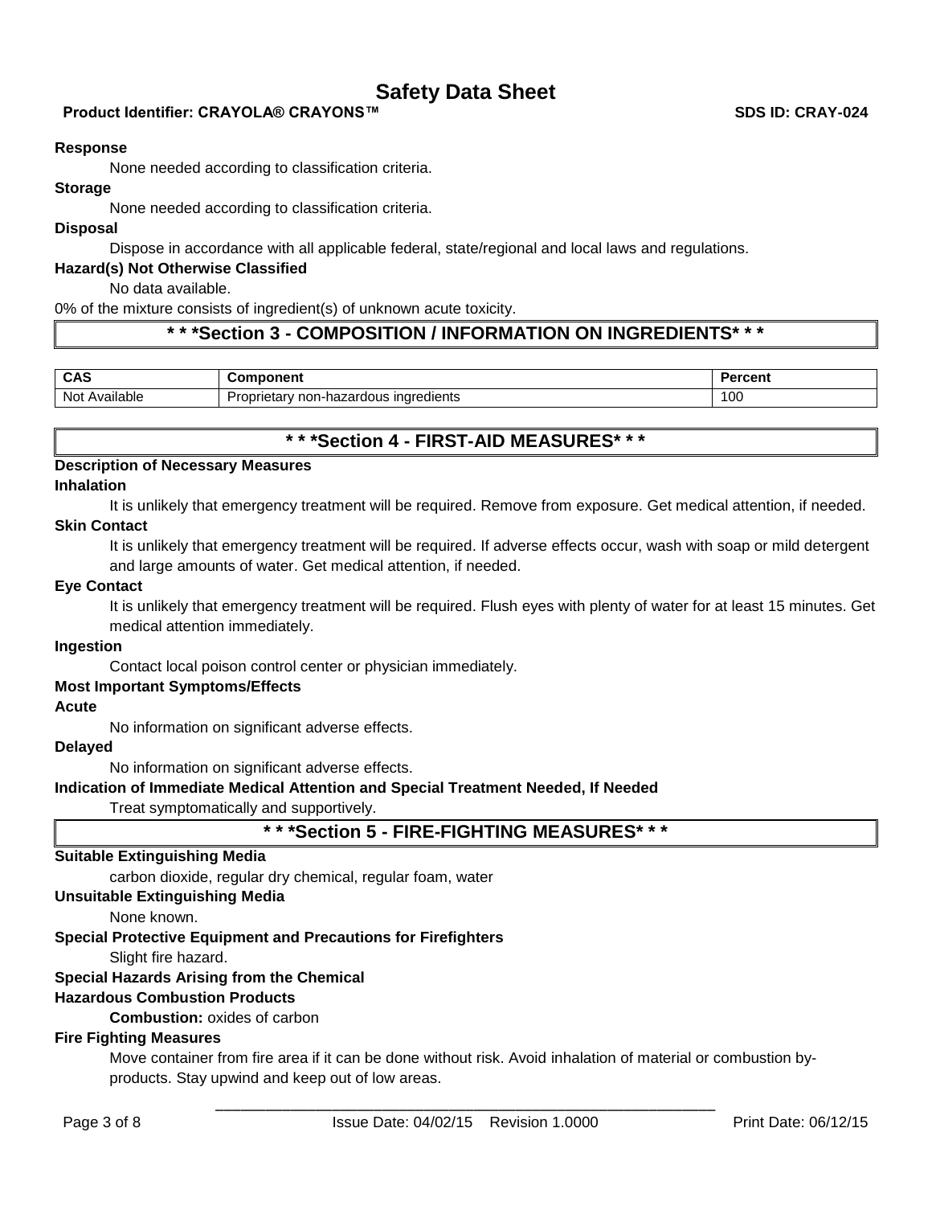**Response**

None needed according to classification criteria.

**Storage**

None needed according to classification criteria.

**Disposal**

Dispose in accordance with all applicable federal, state/regional and local laws and regulations.

**Hazard(s) Not Otherwise Classified**

No data available.

0% of the mixture consists of ingredient(s) of unknown acute toxicity.

## * * *Section 3 - COMPOSITION / INFORMATION ON INGREDIENTS* * *

| CAS | Component | Percent |
|---|---|---|
| Not Available | Proprietary non-hazardous ingredients | 100 |

## * * *Section 4 - FIRST-AID MEASURES* * *

**Description of Necessary Measures**

**Inhalation**

It is unlikely that emergency treatment will be required. Remove from exposure. Get medical attention, if needed.

**Skin Contact**

It is unlikely that emergency treatment will be required. If adverse effects occur, wash with soap or mild detergent and large amounts of water. Get medical attention, if needed.

**Eye Contact**

It is unlikely that emergency treatment will be required. Flush eyes with plenty of water for at least 15 minutes. Get medical attention immediately.

**Ingestion**

Contact local poison control center or physician immediately.

**Most Important Symptoms/Effects**

**Acute**

No information on significant adverse effects.

**Delayed**

No information on significant adverse effects.

**Indication of Immediate Medical Attention and Special Treatment Needed, If Needed**

Treat symptomatically and supportively.

## * * *Section 5 - FIRE-FIGHTING MEASURES* * *

**Suitable Extinguishing Media**

carbon dioxide, regular dry chemical, regular foam, water

**Unsuitable Extinguishing Media**

None known.

**Special Protective Equipment and Precautions for Firefighters**

Slight fire hazard.

**Special Hazards Arising from the Chemical**

**Hazardous Combustion Products**

**Combustion:** oxides of carbon

**Fire Fighting Measures**

Move container from fire area if it can be done without risk. Avoid inhalation of material or combustion by-products. Stay upwind and keep out of low areas.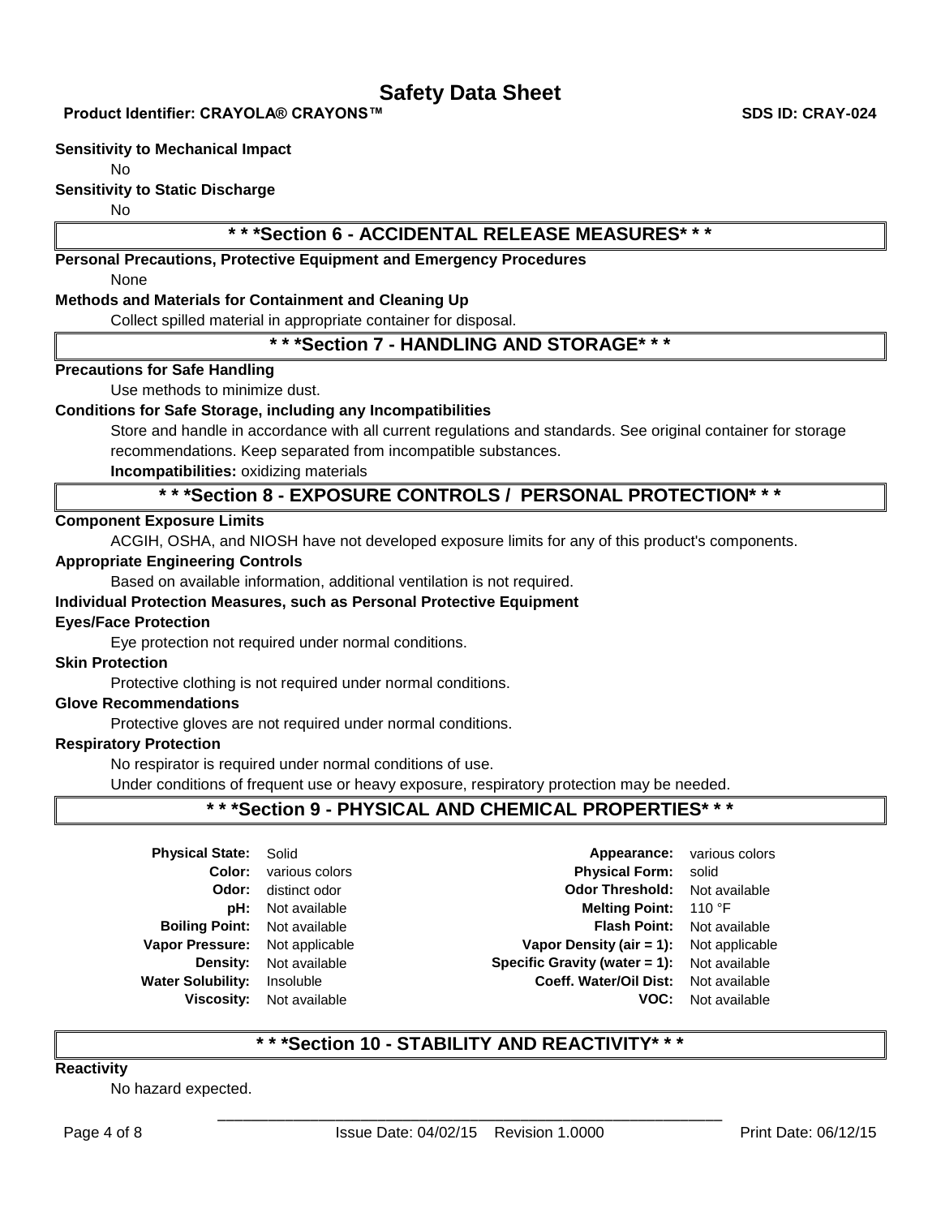**Sensitivity to Mechanical Impact**

No

**Sensitivity to Static Discharge**

No

## * * *Section 6 - ACCIDENTAL RELEASE MEASURES* * *

**Personal Precautions, Protective Equipment and Emergency Procedures**

None

**Methods and Materials for Containment and Cleaning Up**

Collect spilled material in appropriate container for disposal.

## * * *Section 7 - HANDLING AND STORAGE* * *

**Precautions for Safe Handling**

Use methods to minimize dust.

**Conditions for Safe Storage, including any Incompatibilities**

Store and handle in accordance with all current regulations and standards. See original container for storage recommendations. Keep separated from incompatible substances.

**Incompatibilities:** oxidizing materials

## * * *Section 8 - EXPOSURE CONTROLS / PERSONAL PROTECTION* * *

**Component Exposure Limits**

ACGIH, OSHA, and NIOSH have not developed exposure limits for any of this product's components.

**Appropriate Engineering Controls**

Based on available information, additional ventilation is not required.

**Individual Protection Measures, such as Personal Protective Equipment**

**Eyes/Face Protection**

Eye protection not required under normal conditions.

**Skin Protection**

Protective clothing is not required under normal conditions.

**Glove Recommendations**

Protective gloves are not required under normal conditions.

**Respiratory Protection**

No respirator is required under normal conditions of use.

Under conditions of frequent use or heavy exposure, respiratory protection may be needed.

## * * *Section 9 - PHYSICAL AND CHEMICAL PROPERTIES* * *

| | | | |
|---|---|---|---|
| **Physical State:** | Solid | **Appearance:** | various colors |
| **Color:** | various colors | **Physical Form:** | solid |
| **Odor:** | distinct odor | **Odor Threshold:** | Not available |
| **pH:** | Not available | **Melting Point:** | 110 °F |
| **Boiling Point:** | Not available | **Flash Point:** | Not available |
| **Vapor Pressure:** | Not applicable | **Vapor Density (air = 1):** | Not applicable |
| **Density:** | Not available | **Specific Gravity (water = 1):** | Not available |
| **Water Solubility:** | Insoluble | **Coeff. Water/Oil Dist:** | Not available |
| **Viscosity:** | Not available | **VOC:** | Not available |

## * * *Section 10 - STABILITY AND REACTIVITY* * *

**Reactivity**

No hazard expected.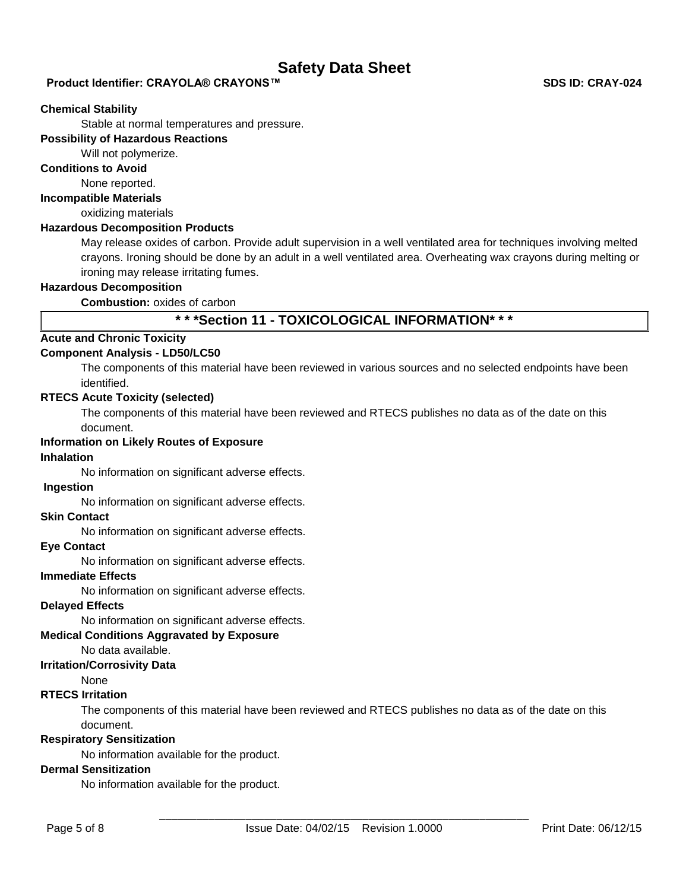**Chemical Stability**

Stable at normal temperatures and pressure.

**Possibility of Hazardous Reactions**

Will not polymerize.

**Conditions to Avoid**

None reported.

**Incompatible Materials**

oxidizing materials

**Hazardous Decomposition Products**

May release oxides of carbon. Provide adult supervision in a well ventilated area for techniques involving melted crayons. Ironing should be done by an adult in a well ventilated area. Overheating wax crayons during melting or ironing may release irritating fumes.

**Hazardous Decomposition**

**Combustion:** oxides of carbon

## * * *Section 11 - TOXICOLOGICAL INFORMATION* * *

**Acute and Chronic Toxicity**

**Component Analysis - LD50/LC50**

The components of this material have been reviewed in various sources and no selected endpoints have been identified.

**RTECS Acute Toxicity (selected)**

The components of this material have been reviewed and RTECS publishes no data as of the date on this document.

**Information on Likely Routes of Exposure**

**Inhalation**

No information on significant adverse effects.

**Ingestion**

No information on significant adverse effects.

**Skin Contact**

No information on significant adverse effects.

**Eye Contact**

No information on significant adverse effects.

**Immediate Effects**

No information on significant adverse effects.

**Delayed Effects**

No information on significant adverse effects.

**Medical Conditions Aggravated by Exposure**

No data available.

**Irritation/Corrosivity Data**

None

**RTECS Irritation**

The components of this material have been reviewed and RTECS publishes no data as of the date on this document.

**Respiratory Sensitization**

No information available for the product.

**Dermal Sensitization**

No information available for the product.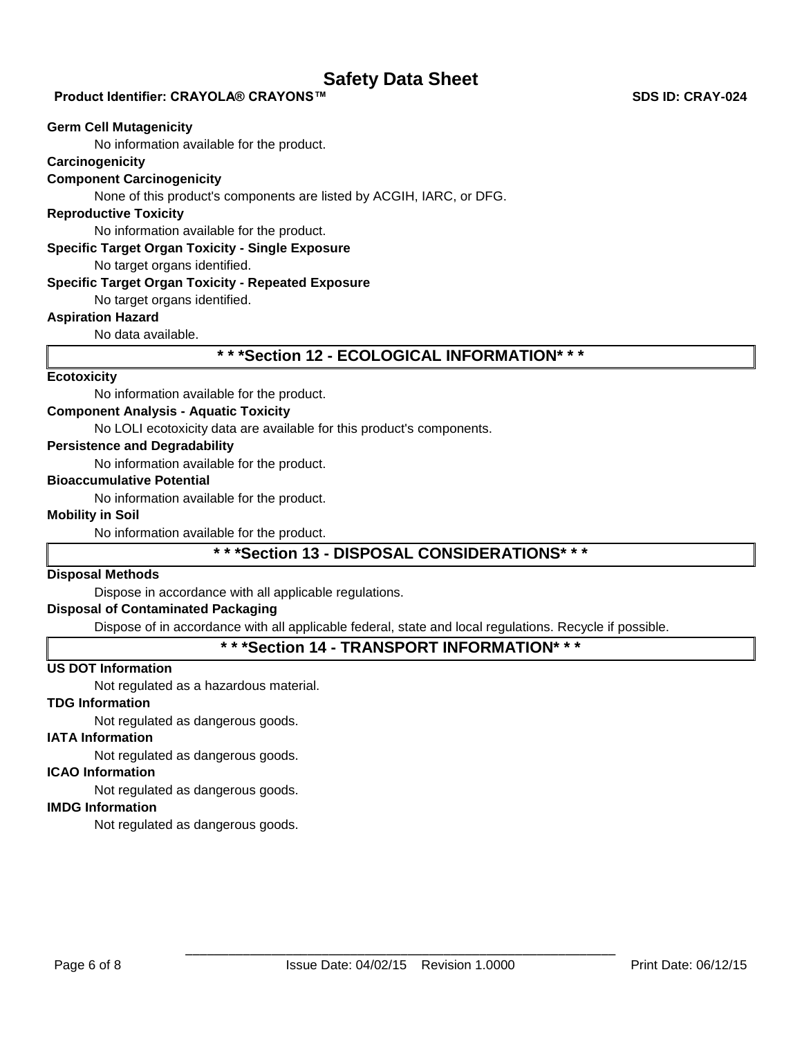**Germ Cell Mutagenicity**

No information available for the product.

**Carcinogenicity**

**Component Carcinogenicity**

None of this product's components are listed by ACGIH, IARC, or DFG.

**Reproductive Toxicity**

No information available for the product.

**Specific Target Organ Toxicity - Single Exposure**

No target organs identified.

**Specific Target Organ Toxicity - Repeated Exposure**

No target organs identified.

**Aspiration Hazard**

No data available.

## * * *Section 12 - ECOLOGICAL INFORMATION* * *

**Ecotoxicity**

No information available for the product.

**Component Analysis - Aquatic Toxicity**

No LOLI ecotoxicity data are available for this product's components.

**Persistence and Degradability**

No information available for the product.

**Bioaccumulative Potential**

No information available for the product.

**Mobility in Soil**

No information available for the product.

## * * *Section 13 - DISPOSAL CONSIDERATIONS* * *

**Disposal Methods**

Dispose in accordance with all applicable regulations.

**Disposal of Contaminated Packaging**

Dispose of in accordance with all applicable federal, state and local regulations. Recycle if possible.

## * * *Section 14 - TRANSPORT INFORMATION* * *

**US DOT Information**

Not regulated as a hazardous material.

**TDG Information**

Not regulated as dangerous goods.

**IATA Information**

Not regulated as dangerous goods.

**ICAO Information**

Not regulated as dangerous goods.

**IMDG Information**

Not regulated as dangerous goods.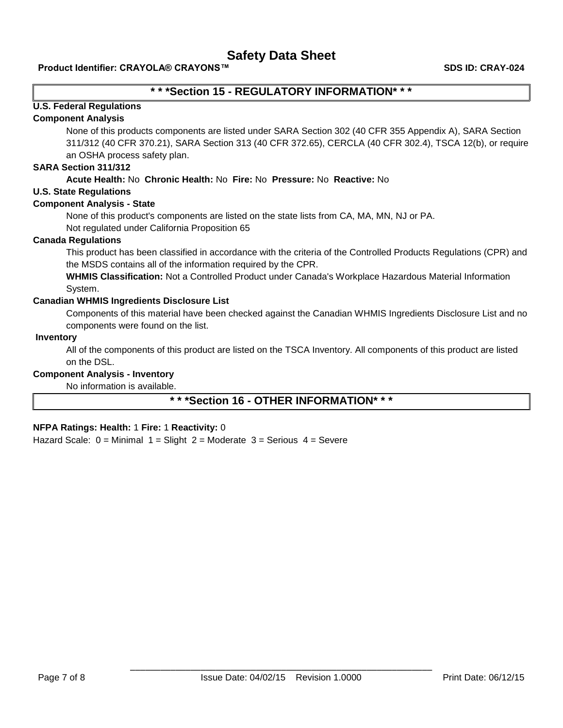## * * *Section 15 - REGULATORY INFORMATION* * *

**U.S. Federal Regulations**

**Component Analysis**

None of this products components are listed under SARA Section 302 (40 CFR 355 Appendix A), SARA Section 311/312 (40 CFR 370.21), SARA Section 313 (40 CFR 372.65), CERCLA (40 CFR 302.4), TSCA 12(b), or require an OSHA process safety plan.

**SARA Section 311/312**

**Acute Health:** No **Chronic Health:** No **Fire:** No **Pressure:** No **Reactive:** No

**U.S. State Regulations**

**Component Analysis - State**

None of this product's components are listed on the state lists from CA, MA, MN, NJ or PA.

Not regulated under California Proposition 65

**Canada Regulations**

This product has been classified in accordance with the criteria of the Controlled Products Regulations (CPR) and the MSDS contains all of the information required by the CPR.

**WHMIS Classification:** Not a Controlled Product under Canada's Workplace Hazardous Material Information System.

**Canadian WHMIS Ingredients Disclosure List**

Components of this material have been checked against the Canadian WHMIS Ingredients Disclosure List and no components were found on the list.

**Inventory**

All of the components of this product are listed on the TSCA Inventory. All components of this product are listed on the DSL.

**Component Analysis - Inventory**

No information is available.

## * * *Section 16 - OTHER INFORMATION* * *

**NFPA Ratings: Health:** 1 **Fire:** 1 **Reactivity:** 0

Hazard Scale: 0 = Minimal 1 = Slight 2 = Moderate 3 = Serious 4 = Severe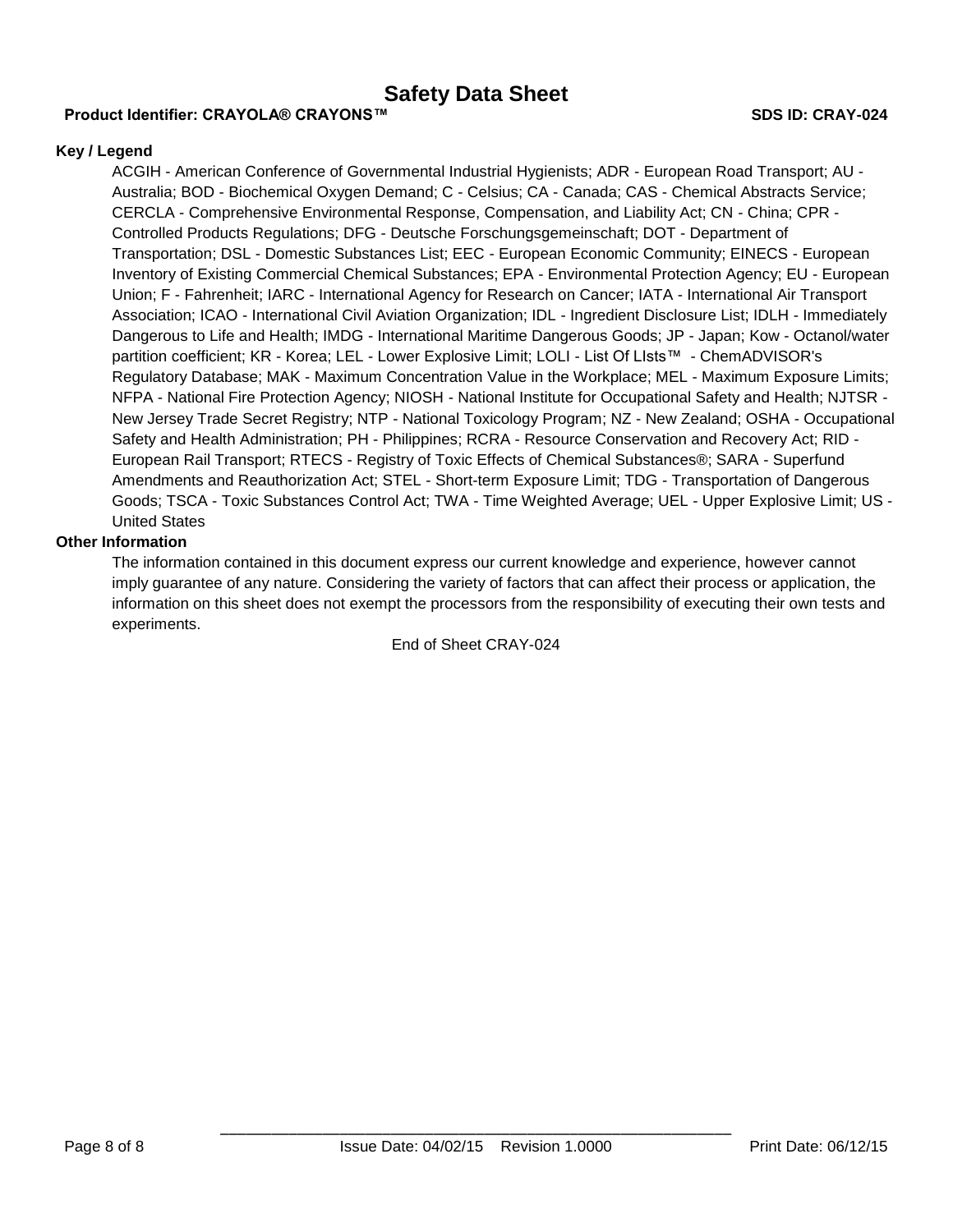### Key / Legend

ACGIH - American Conference of Governmental Industrial Hygienists; ADR - European Road Transport; AU - Australia; BOD - Biochemical Oxygen Demand; C - Celsius; CA - Canada; CAS - Chemical Abstracts Service; CERCLA - Comprehensive Environmental Response, Compensation, and Liability Act; CN - China; CPR - Controlled Products Regulations; DFG - Deutsche Forschungsgemeinschaft; DOT - Department of Transportation; DSL - Domestic Substances List; EEC - European Economic Community; EINECS - European Inventory of Existing Commercial Chemical Substances; EPA - Environmental Protection Agency; EU - European Union; F - Fahrenheit; IARC - International Agency for Research on Cancer; IATA - International Air Transport Association; ICAO - International Civil Aviation Organization; IDL - Ingredient Disclosure List; IDLH - Immediately Dangerous to Life and Health; IMDG - International Maritime Dangerous Goods; JP - Japan; Kow - Octanol/water partition coefficient; KR - Korea; LEL - Lower Explosive Limit; LOLI - List Of LIsts™ - ChemADVISOR's Regulatory Database; MAK - Maximum Concentration Value in the Workplace; MEL - Maximum Exposure Limits; NFPA - National Fire Protection Agency; NIOSH - National Institute for Occupational Safety and Health; NJTSR - New Jersey Trade Secret Registry; NTP - National Toxicology Program; NZ - New Zealand; OSHA - Occupational Safety and Health Administration; PH - Philippines; RCRA - Resource Conservation and Recovery Act; RID - European Rail Transport; RTECS - Registry of Toxic Effects of Chemical Substances®; SARA - Superfund Amendments and Reauthorization Act; STEL - Short-term Exposure Limit; TDG - Transportation of Dangerous Goods; TSCA - Toxic Substances Control Act; TWA - Time Weighted Average; UEL - Upper Explosive Limit; US - United States

### Other Information

The information contained in this document express our current knowledge and experience, however cannot imply guarantee of any nature. Considering the variety of factors that can affect their process or application, the information on this sheet does not exempt the processors from the responsibility of executing their own tests and experiments.

End of Sheet CRAY-024